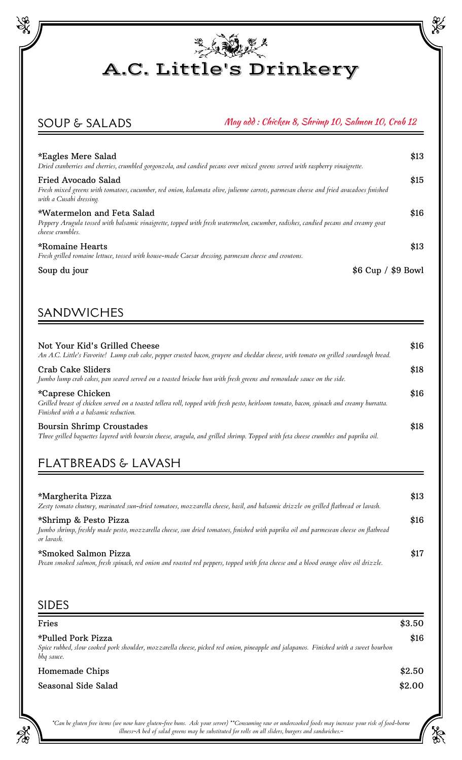# A.C. Little's Drinkery

## SOUP & SALADS

*May add : Chicken 8, Shrimp 10, Salmon 10, Crab 12*

**\*Eagles Mere Salad** — $13
*Dried cranberries and cherries, crumbled gorgonzola, and candied pecans over mixed greens served with raspberry vinaigrette.*

**Fried Avocado Salad** — $15
*Fresh mixed greens with tomatoes, cucumber, red onion, kalamata olive, julienne carrots, parmesan cheese and fried avacadoes finished with a Cusabi dressing.*

**\*Watermelon and Feta Salad** — $16
*Peppery Arugula tossed with balsamic vinaigrette, topped with fresh watermelon, cucumber, radishes, candied pecans and creamy goat cheese crumbles.*

**\*Romaine Hearts** — $13
*Fresh grilled romaine lettuce, tossed with house-made Caesar dressing, parmesan cheese and croutons.*

**Soup du jour** — $6 Cup / $9 Bowl

## SANDWICHES

**Not Your Kid's Grilled Cheese** — $16
*An A.C. Little's Favorite! Lump crab cake, pepper crusted bacon, gruyere and cheddar cheese, with tomato on grilled sourdough bread.*

**Crab Cake Sliders** — $18
*Jumbo lump crab cakes, pan seared served on a toasted brioche bun with fresh greens and remoulade sauce on the side.*

**\*Caprese Chicken** — $16
*Grilled breast of chicken served on a toasted tellera roll, topped with fresh pesto, heirloom tomato, bacon, spinach and creamy burrata. Finished with a a balsamic reduction.*

**Boursin Shrimp Croustades** — $18
*Three grilled baguettes layered with boursin cheese, arugula, and grilled shrimp. Topped with feta cheese crumbles and paprika oil.*

## FLATBREADS & LAVASH

**\*Margherita Pizza** — $13
*Zesty tomato chutney, marinated sun-dried tomatoes, mozzarella cheese, basil, and balsamic drizzle on grilled flatbread or lavash.*

**\*Shrimp & Pesto Pizza** — $16
*Jumbo shrimp, freshly made pesto, mozzarella cheese, sun dried tomatoes, finished with paprika oil and parmesean cheese on flatbread or lavash.*

**\*Smoked Salmon Pizza** — $17
*Pecan smoked salmon, fresh spinach, red onion and roasted red peppers, topped with feta cheese and a blood orange olive oil drizzle.*

## SIDES

**Fries** — $3.50

**\*Pulled Pork Pizza** — $16
*Spice rubbed, slow cooked pork shoulder, mozzarella cheese, picked red onion, pineapple and jalapanos. Finished with a sweet bourbon bbq sauce.*

**Homemade Chips** — $2.50

**Seasonal Side Salad** — $2.00

*\*Can be gluten free items (we now have gluten-free buns. Ask your server) \*\*Consuming raw or undercooked foods may increase your risk of food-borne illness~A bed of salad greens may be substituted for rolls on all sliders, burgers and sandwiches.~*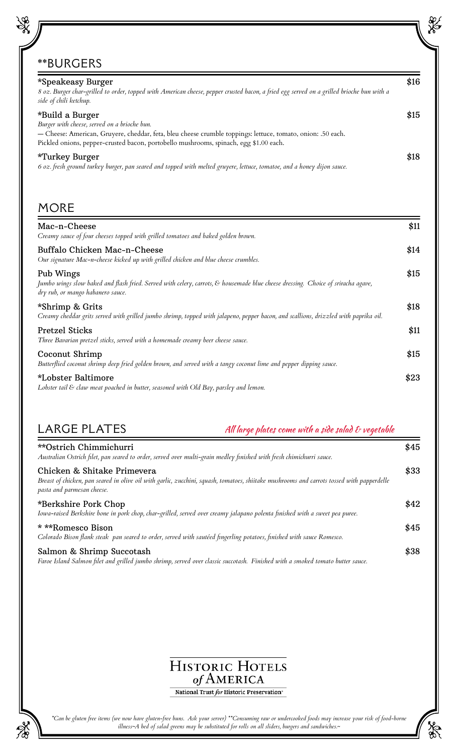## **BURGERS

**\*Speakeasy Burger** — $16
*8 oz. Burger char-grilled to order, topped with American cheese, pepper crusted bacon, a fried egg served on a grilled brioche bun with a side of chili ketchup.*

**\*Build a Burger** — $15
*Burger with cheese, served on a brioche bun.*
— Cheese: American, Gruyere, cheddar, feta, bleu cheese crumble toppings: lettuce, tomato, onion: .50 each.
Pickled onions, pepper-crusted bacon, portobello mushrooms, spinach, egg $1.00 each.

**\*Turkey Burger** — $18
*6 oz. fresh ground turkey burger, pan seared and topped with melted gruyere, lettuce, tomatoe, and a honey dijon sauce.*

## MORE

**Mac-n-Cheese** — $11
*Creamy sauce of four cheeses topped with grilled tomatoes and baked golden brown.*

**Buffalo Chicken Mac-n-Cheese** — $14
*Our signature Mac-n-cheese kicked up with grilled chicken and blue cheese crumbles.*

**Pub Wings** — $15
*Jumbo wings slow baked and flash fried. Served with celery, carrots, & housemade blue cheese dressing. Choice of sriracha agave, dry rub, or mango habanero sauce.*

**\*Shrimp & Grits** — $18
*Creamy cheddar grits served with grilled jumbo shrimp, topped with jalapeno, pepper bacon, and scallions, drizzled with paprika oil.*

**Pretzel Sticks** — $11
*Three Bavarian pretzel sticks, served with a homemade creamy beer cheese sauce.*

**Coconut Shrimp** — $15
*Butterflied coconut shrimp deep fried golden brown, and served with a tangy coconut lime and pepper dipping sauce.*

**\*Lobster Baltimore** — $23
*Lobster tail & claw meat poached in butter, seasoned with Old Bay, parsley and lemon.*

## LARGE PLATES

*All large plates come with a side salad & vegetable*

**\*\*Ostrich Chimmichurri** — $45
*Australian Ostrich filet, pan seared to order, served over multi-grain medley finished with fresh chimichurri sauce.*

**Chicken & Shitake Primevera** — $33
*Breast of chicken, pan seared in olive oil with garlic, zucchini, squash, tomatoes, shiitake mushrooms and carrots tossed with papperdelle pasta and parmesan cheese.*

**\*Berkshire Pork Chop** — $42
*Iowa-raised Berkshire bone in pork chop, char-grilled, served over creamy jalapano polenta finished with a sweet pea puree.*

**\* \*\*Romesco Bison** — $45
*Colorado Bison flank steak pan seared to order, served with sautéed fingerling potatoes, finished with sauce Romesco.*

**Salmon & Shrimp Succotash** — $38
*Faroe Island Salmon filet and grilled jumbo shrimp, served over classic succotash. Finished with a smoked tomato butter sauce.*

HISTORIC HOTELS *of* AMERICA
National Trust *for* Historic Preservation®

*\*Can be gluten free items (we now have gluten-free buns. Ask your server) \*\*Consuming raw or undercooked foods may increase your risk of food-borne illness~A bed of salad greens may be substituted for rolls on all sliders, burgers and sandwiches.~*